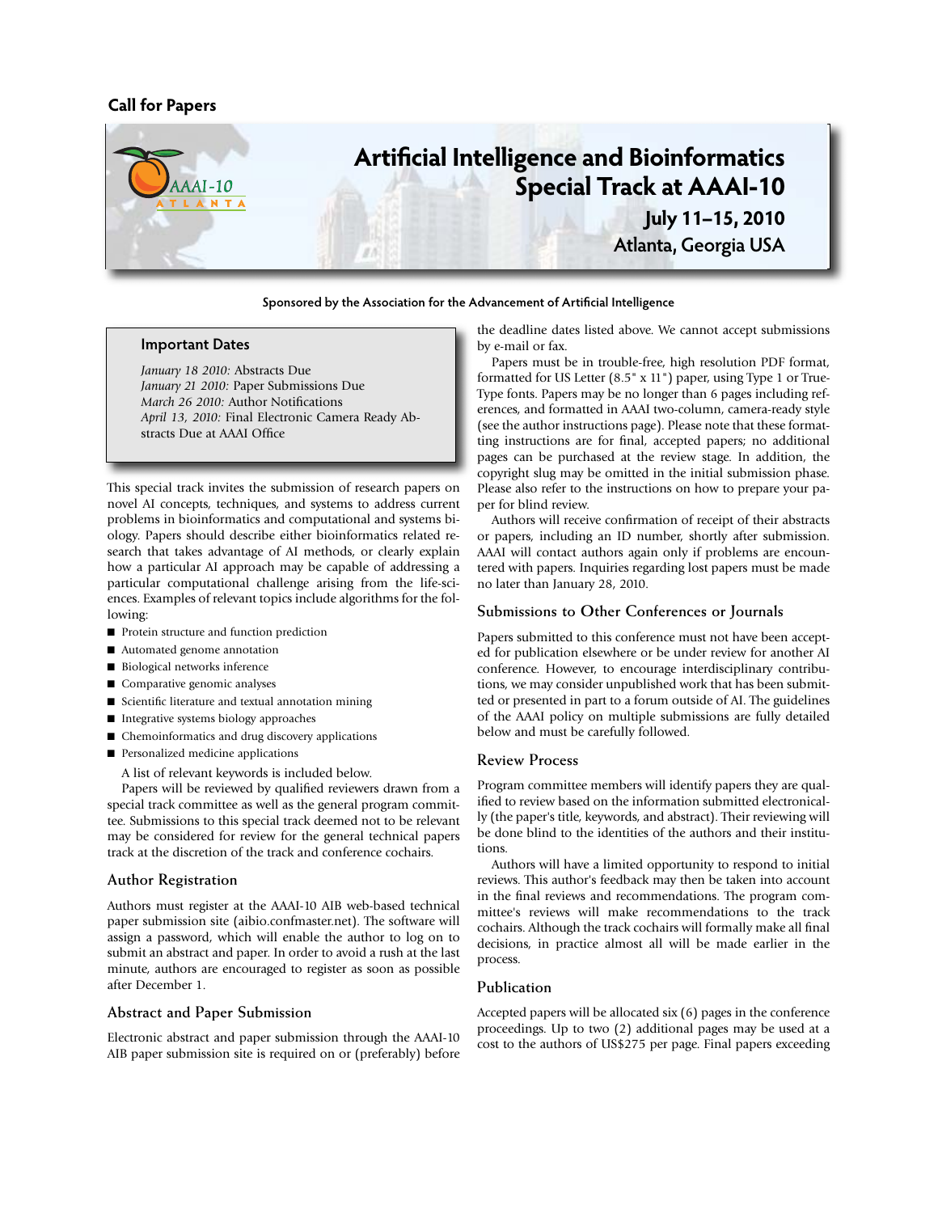Call for Papers

# Artificial Intelligence and Bioinformatics Special Track at AAAI-10

**July 11–15, 2010**
**Atlanta, Georgia USA**

**Sponsored by the Association for the Advancement of Artificial Intelligence**

### Important Dates

*January 18 2010:* Abstracts Due
*January 21 2010:* Paper Submissions Due
*March 26 2010:* Author Notifications
*April 13, 2010:* Final Electronic Camera Ready Abstracts Due at AAAI Office

This special track invites the submission of research papers on novel AI concepts, techniques, and systems to address current problems in bioinformatics and computational and systems biology. Papers should describe either bioinformatics related research that takes advantage of AI methods, or clearly explain how a particular AI approach may be capable of addressing a particular computational challenge arising from the life-sciences. Examples of relevant topics include algorithms for the following:

- Protein structure and function prediction
- Automated genome annotation
- Biological networks inference
- Comparative genomic analyses
- Scientific literature and textual annotation mining
- Integrative systems biology approaches
- Chemoinformatics and drug discovery applications
- Personalized medicine applications

A list of relevant keywords is included below.

Papers will be reviewed by qualified reviewers drawn from a special track committee as well as the general program committee. Submissions to this special track deemed not to be relevant may be considered for review for the general technical papers track at the discretion of the track and conference cochairs.

### Author Registration

Authors must register at the AAAI-10 AIB web-based technical paper submission site (aibio.confmaster.net). The software will assign a password, which will enable the author to log on to submit an abstract and paper. In order to avoid a rush at the last minute, authors are encouraged to register as soon as possible after December 1.

### Abstract and Paper Submission

Electronic abstract and paper submission through the AAAI-10 AIB paper submission site is required on or (preferably) before the deadline dates listed above. We cannot accept submissions by e-mail or fax.

Papers must be in trouble-free, high resolution PDF format, formatted for US Letter (8.5" x 11") paper, using Type 1 or TrueType fonts. Papers may be no longer than 6 pages including references, and formatted in AAAI two-column, camera-ready style (see the author instructions page). Please note that these formatting instructions are for final, accepted papers; no additional pages can be purchased at the review stage. In addition, the copyright slug may be omitted in the initial submission phase. Please also refer to the instructions on how to prepare your paper for blind review.

Authors will receive confirmation of receipt of their abstracts or papers, including an ID number, shortly after submission. AAAI will contact authors again only if problems are encountered with papers. Inquiries regarding lost papers must be made no later than January 28, 2010.

### Submissions to Other Conferences or Journals

Papers submitted to this conference must not have been accepted for publication elsewhere or be under review for another AI conference. However, to encourage interdisciplinary contributions, we may consider unpublished work that has been submitted or presented in part to a forum outside of AI. The guidelines of the AAAI policy on multiple submissions are fully detailed below and must be carefully followed.

### Review Process

Program committee members will identify papers they are qualified to review based on the information submitted electronically (the paper's title, keywords, and abstract). Their reviewing will be done blind to the identities of the authors and their institutions.

Authors will have a limited opportunity to respond to initial reviews. This author's feedback may then be taken into account in the final reviews and recommendations. The program committee's reviews will make recommendations to the track cochairs. Although the track cochairs will formally make all final decisions, in practice almost all will be made earlier in the process.

### Publication

Accepted papers will be allocated six (6) pages in the conference proceedings. Up to two (2) additional pages may be used at a cost to the authors of US$275 per page. Final papers exceeding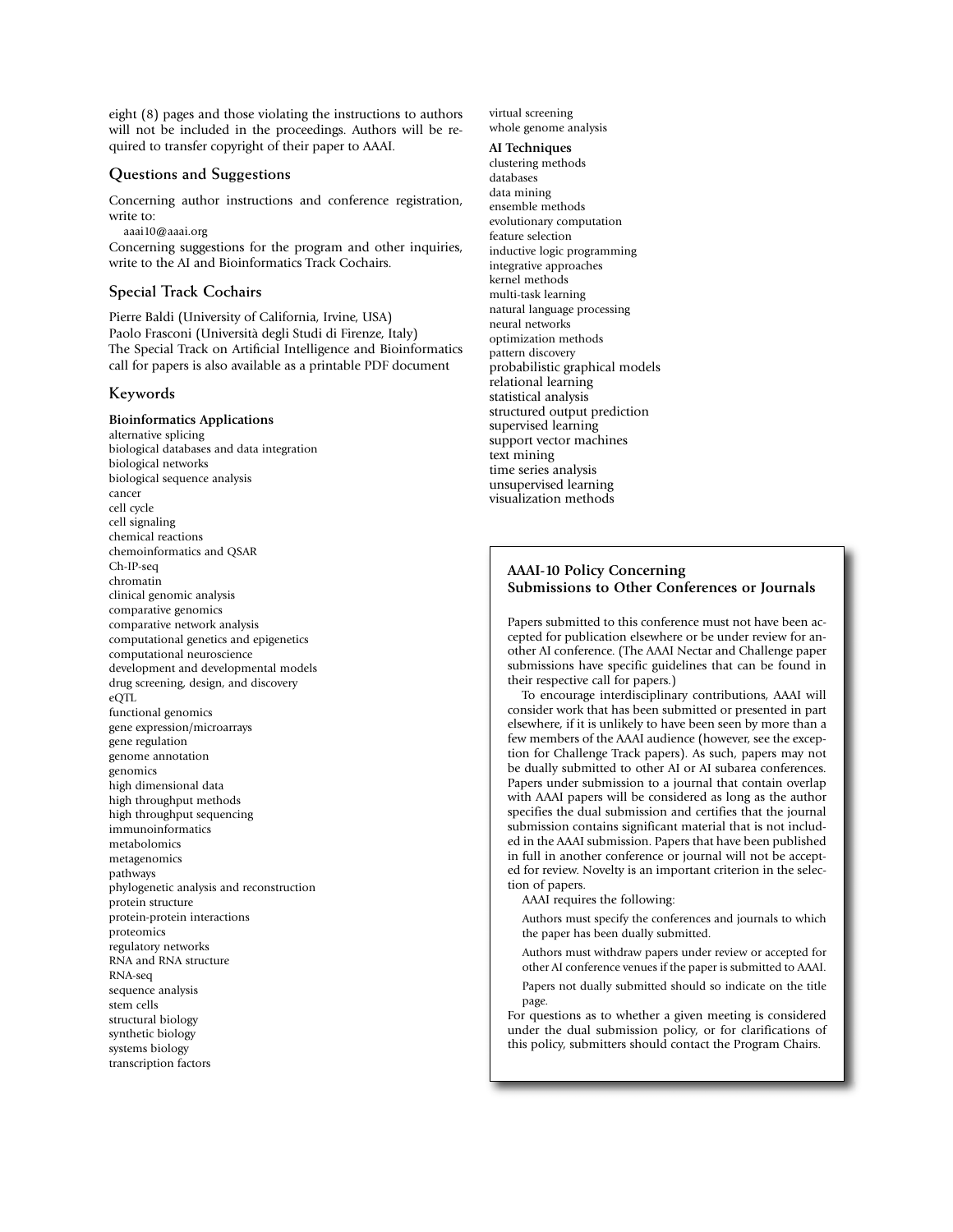eight (8) pages and those violating the instructions to authors will not be included in the proceedings. Authors will be required to transfer copyright of their paper to AAAI.

## Questions and Suggestions

Concerning author instructions and conference registration, write to:

aaai10@aaai.org

Concerning suggestions for the program and other inquiries, write to the AI and Bioinformatics Track Cochairs.

## Special Track Cochairs

Pierre Baldi (University of California, Irvine, USA)
Paolo Frasconi (Università degli Studi di Firenze, Italy)
The Special Track on Artificial Intelligence and Bioinformatics call for papers is also available as a printable PDF document

## Keywords

**Bioinformatics Applications**

alternative splicing
biological databases and data integration
biological networks
biological sequence analysis
cancer
cell cycle
cell signaling
chemical reactions
chemoinformatics and QSAR
Ch-IP-seq
chromatin
clinical genomic analysis
comparative genomics
comparative network analysis
computational genetics and epigenetics
computational neuroscience
development and developmental models
drug screening, design, and discovery
eQTL
functional genomics
gene expression/microarrays
gene regulation
genome annotation
genomics
high dimensional data
high throughput methods
high throughput sequencing
immunoinformatics
metabolomics
metagenomics
pathways
phylogenetic analysis and reconstruction
protein structure
protein-protein interactions
proteomics
regulatory networks
RNA and RNA structure
RNA-seq
sequence analysis
stem cells
structural biology
synthetic biology
systems biology
transcription factors
virtual screening
whole genome analysis

**AI Techniques**

clustering methods
databases
data mining
ensemble methods
evolutionary computation
feature selection
inductive logic programming
integrative approaches
kernel methods
multi-task learning
natural language processing
neural networks
optimization methods
pattern discovery
probabilistic graphical models
relational learning
statistical analysis
structured output prediction
supervised learning
support vector machines
text mining
time series analysis
unsupervised learning
visualization methods

### AAAI-10 Policy Concerning Submissions to Other Conferences or Journals

Papers submitted to this conference must not have been accepted for publication elsewhere or be under review for another AI conference. (The AAAI Nectar and Challenge paper submissions have specific guidelines that can be found in their respective call for papers.)

To encourage interdisciplinary contributions, AAAI will consider work that has been submitted or presented in part elsewhere, if it is unlikely to have been seen by more than a few members of the AAAI audience (however, see the exception for Challenge Track papers). As such, papers may not be dually submitted to other AI or AI subarea conferences. Papers under submission to a journal that contain overlap with AAAI papers will be considered as long as the author specifies the dual submission and certifies that the journal submission contains significant material that is not included in the AAAI submission. Papers that have been published in full in another conference or journal will not be accepted for review. Novelty is an important criterion in the selection of papers.

AAAI requires the following:

Authors must specify the conferences and journals to which the paper has been dually submitted.

Authors must withdraw papers under review or accepted for other AI conference venues if the paper is submitted to AAAI.

Papers not dually submitted should so indicate on the title page.

For questions as to whether a given meeting is considered under the dual submission policy, or for clarifications of this policy, submitters should contact the Program Chairs.